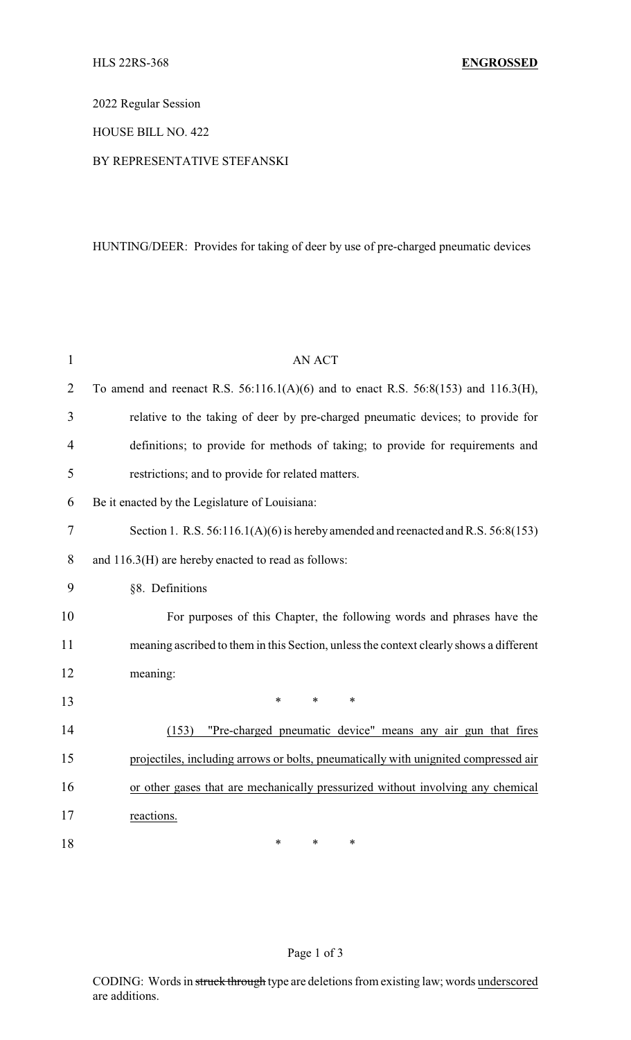HLS 22RS-368 **ENGROSSED**

2022 Regular Session

HOUSE BILL NO. 422

BY REPRESENTATIVE STEFANSKI

HUNTING/DEER: Provides for taking of deer by use of pre-charged pneumatic devices

AN ACT

To amend and reenact R.S. 56:116.1(A)(6) and to enact R.S. 56:8(153) and 116.3(H), relative to the taking of deer by pre-charged pneumatic devices; to provide for definitions; to provide for methods of taking; to provide for requirements and restrictions; and to provide for related matters.

Be it enacted by the Legislature of Louisiana:

Section 1. R.S. 56:116.1(A)(6) is hereby amended and reenacted and R.S. 56:8(153) and 116.3(H) are hereby enacted to read as follows:

§8. Definitions

For purposes of this Chapter, the following words and phrases have the meaning ascribed to them in this Section, unless the context clearly shows a different meaning:

\* \* \*

<u>(153) "Pre-charged pneumatic device" means any air gun that fires projectiles, including arrows or bolts, pneumatically with unignited compressed air or other gases that are mechanically pressurized without involving any chemical reactions.</u>

\* \* \*

CODING: Words in ~~struck through~~ type are deletions from existing law; words <u>underscored</u> are additions.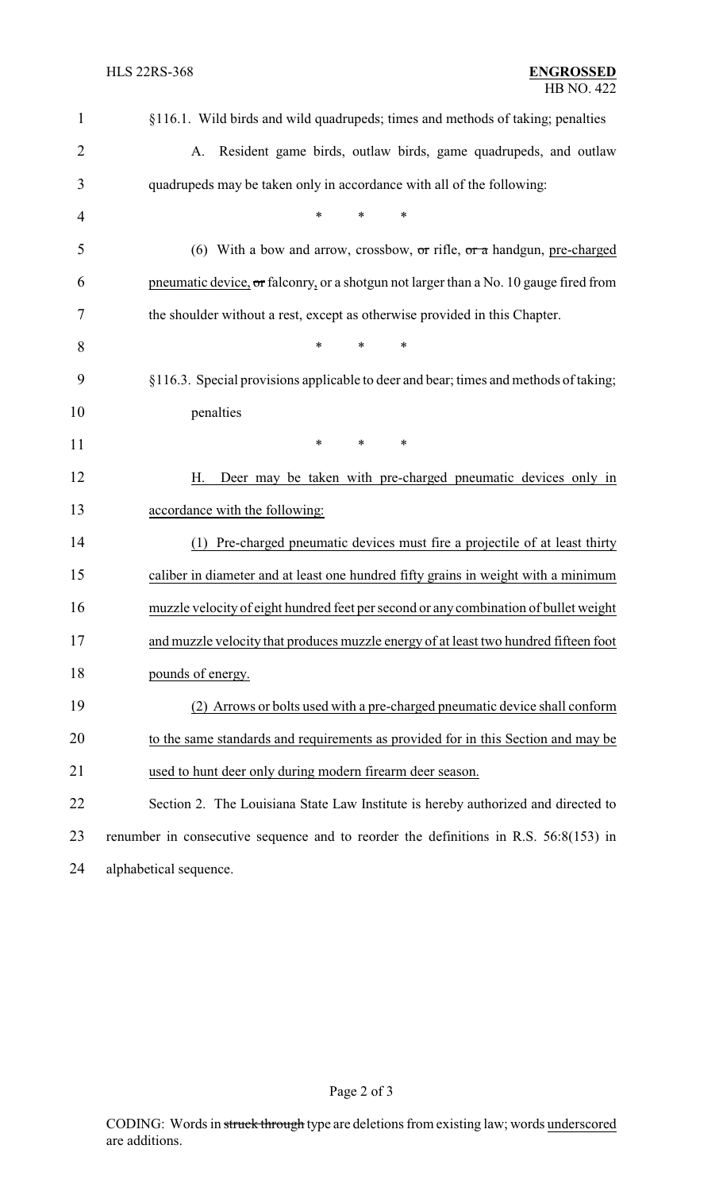§116.1. Wild birds and wild quadrupeds; times and methods of taking; penalties

A. Resident game birds, outlaw birds, game quadrupeds, and outlaw quadrupeds may be taken only in accordance with all of the following:

\* \* \*

(6) With a bow and arrow, crossbow, ~~or~~ rifle, ~~or a~~ handgun, pre-charged pneumatic device, ~~or~~ falconry, or a shotgun not larger than a No. 10 gauge fired from the shoulder without a rest, except as otherwise provided in this Chapter.

\* \* \*

§116.3. Special provisions applicable to deer and bear; times and methods of taking; penalties

\* \* \*

H. Deer may be taken with pre-charged pneumatic devices only in accordance with the following:

(1) Pre-charged pneumatic devices must fire a projectile of at least thirty caliber in diameter and at least one hundred fifty grains in weight with a minimum muzzle velocity of eight hundred feet per second or any combination of bullet weight and muzzle velocity that produces muzzle energy of at least two hundred fifteen foot pounds of energy.

(2) Arrows or bolts used with a pre-charged pneumatic device shall conform to the same standards and requirements as provided for in this Section and may be used to hunt deer only during modern firearm deer season.

Section 2. The Louisiana State Law Institute is hereby authorized and directed to renumber in consecutive sequence and to reorder the definitions in R.S. 56:8(153) in alphabetical sequence.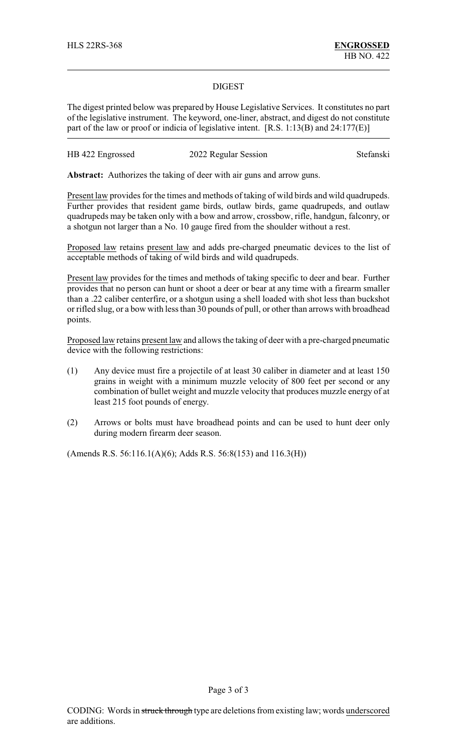HLS 22RS-368 **ENGROSSED**
HB NO. 422

## DIGEST

The digest printed below was prepared by House Legislative Services. It constitutes no part of the legislative instrument. The keyword, one-liner, abstract, and digest do not constitute part of the law or proof or indicia of legislative intent. [R.S. 1:13(B) and 24:177(E)]

HB 422 Engrossed 2022 Regular Session Stefanski

**Abstract:** Authorizes the taking of deer with air guns and arrow guns.

Present law provides for the times and methods of taking of wild birds and wild quadrupeds. Further provides that resident game birds, outlaw birds, game quadrupeds, and outlaw quadrupeds may be taken only with a bow and arrow, crossbow, rifle, handgun, falconry, or a shotgun not larger than a No. 10 gauge fired from the shoulder without a rest.

Proposed law retains present law and adds pre-charged pneumatic devices to the list of acceptable methods of taking of wild birds and wild quadrupeds.

Present law provides for the times and methods of taking specific to deer and bear. Further provides that no person can hunt or shoot a deer or bear at any time with a firearm smaller than a .22 caliber centerfire, or a shotgun using a shell loaded with shot less than buckshot or rifled slug, or a bow with less than 30 pounds of pull, or other than arrows with broadhead points.

Proposed law retains present law and allows the taking of deer with a pre-charged pneumatic device with the following restrictions:

(1) Any device must fire a projectile of at least 30 caliber in diameter and at least 150 grains in weight with a minimum muzzle velocity of 800 feet per second or any combination of bullet weight and muzzle velocity that produces muzzle energy of at least 215 foot pounds of energy.

(2) Arrows or bolts must have broadhead points and can be used to hunt deer only during modern firearm deer season.

(Amends R.S. 56:116.1(A)(6); Adds R.S. 56:8(153) and 116.3(H))

CODING: Words in ~~struck through~~ type are deletions from existing law; words underscored are additions.